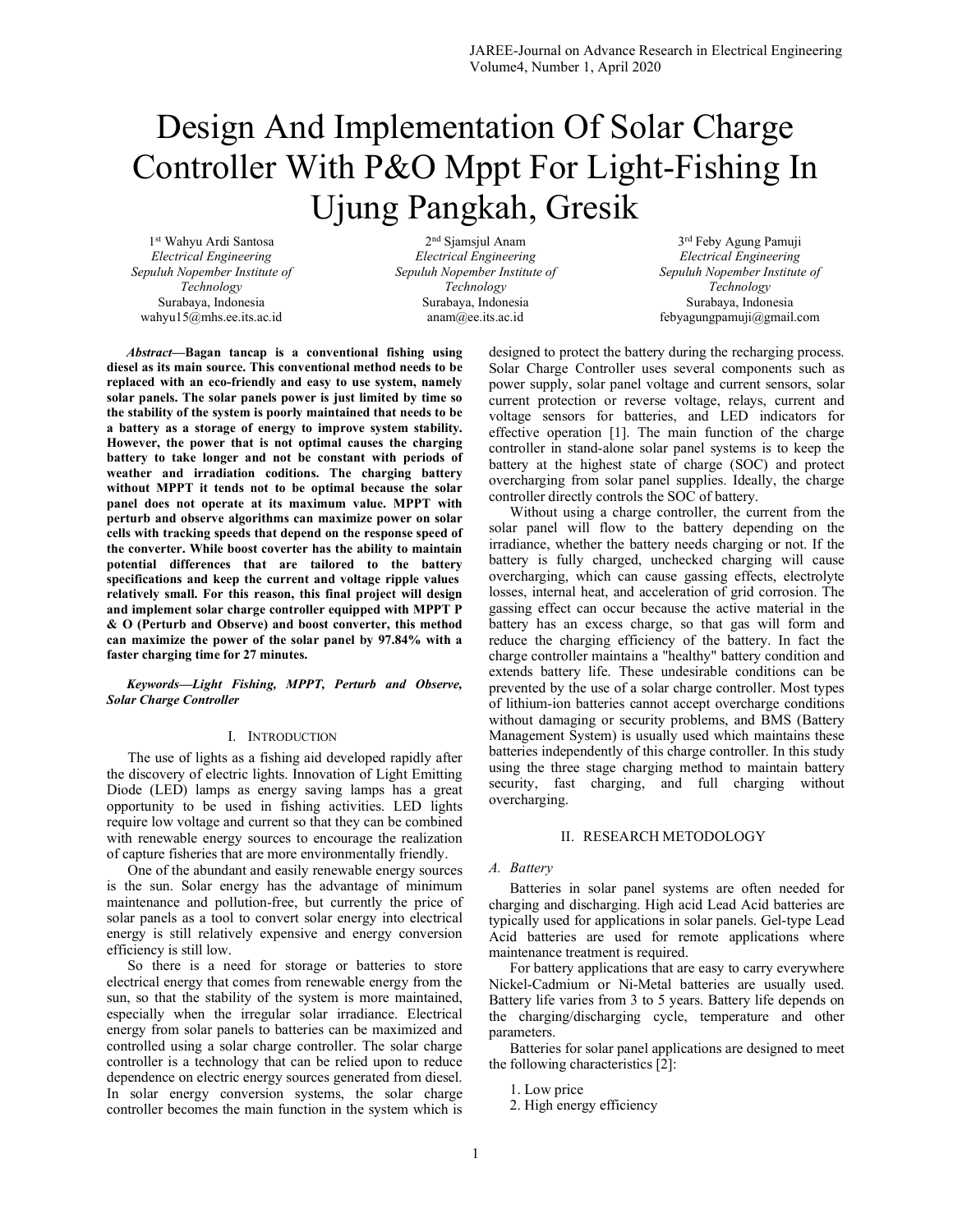# Design And Implementation Of Solar Charge Controller With P&O Mppt For Light-Fishing In Ujung Pangkah, Gresik

1st Wahyu Ardi Santosa
*Electrical Engineering*
*Sepuluh Nopember Institute of Technology*
Surabaya, Indonesia
wahyu15@mhs.ee.its.ac.id

2nd Sjamsjul Anam
*Electrical Engineering*
*Sepuluh Nopember Institute of Technology*
Surabaya, Indonesia
anam@ee.its.ac.id

3rd Feby Agung Pamuji
*Electrical Engineering*
*Sepuluh Nopember Institute of Technology*
Surabaya, Indonesia
febyagungpamuji@gmail.com

***Abstract*—Bagan tancap is a conventional fishing using diesel as its main source. This conventional method needs to be replaced with an eco-friendly and easy to use system, namely solar panels. The solar panels power is just limited by time so the stability of the system is poorly maintained that needs to be a battery as a storage of energy to improve system stability. However, the power that is not optimal causes the charging battery to take longer and not be constant with periods of weather and irradiation coditions. The charging battery without MPPT it tends not to be optimal because the solar panel does not operate at its maximum value. MPPT with perturb and observe algorithms can maximize power on solar cells with tracking speeds that depend on the response speed of the converter. While boost coverter has the ability to maintain potential differences that are tailored to the battery specifications and keep the current and voltage ripple values relatively small. For this reason, this final project will design and implement solar charge controller equipped with MPPT P & O (Perturb and Observe) and boost converter, this method can maximize the power of the solar panel by 97.84% with a faster charging time for 27 minutes.**

***Keywords—Light Fishing, MPPT, Perturb and Observe, Solar Charge Controller***

## I. Introduction

The use of lights as a fishing aid developed rapidly after the discovery of electric lights. Innovation of Light Emitting Diode (LED) lamps as energy saving lamps has a great opportunity to be used in fishing activities. LED lights require low voltage and current so that they can be combined with renewable energy sources to encourage the realization of capture fisheries that are more environmentally friendly.

One of the abundant and easily renewable energy sources is the sun. Solar energy has the advantage of minimum maintenance and pollution-free, but currently the price of solar panels as a tool to convert solar energy into electrical energy is still relatively expensive and energy conversion efficiency is still low.

So there is a need for storage or batteries to store electrical energy that comes from renewable energy from the sun, so that the stability of the system is more maintained, especially when the irregular solar irradiance. Electrical energy from solar panels to batteries can be maximized and controlled using a solar charge controller. The solar charge controller is a technology that can be relied upon to reduce dependence on electric energy sources generated from diesel. In solar energy conversion systems, the solar charge controller becomes the main function in the system which is designed to protect the battery during the recharging process. Solar Charge Controller uses several components such as power supply, solar panel voltage and current sensors, solar current protection or reverse voltage, relays, current and voltage sensors for batteries, and LED indicators for effective operation [1]. The main function of the charge controller in stand-alone solar panel systems is to keep the battery at the highest state of charge (SOC) and protect overcharging from solar panel supplies. Ideally, the charge controller directly controls the SOC of battery.

Without using a charge controller, the current from the solar panel will flow to the battery depending on the irradiance, whether the battery needs charging or not. If the battery is fully charged, unchecked charging will cause overcharging, which can cause gassing effects, electrolyte losses, internal heat, and acceleration of grid corrosion. The gassing effect can occur because the active material in the battery has an excess charge, so that gas will form and reduce the charging efficiency of the battery. In fact the charge controller maintains a "healthy" battery condition and extends battery life. These undesirable conditions can be prevented by the use of a solar charge controller. Most types of lithium-ion batteries cannot accept overcharge conditions without damaging or security problems, and BMS (Battery Management System) is usually used which maintains these batteries independently of this charge controller. In this study using the three stage charging method to maintain battery security, fast charging, and full charging without overcharging.

## II. Research Metodology

### *A. Battery*

Batteries in solar panel systems are often needed for charging and discharging. High acid Lead Acid batteries are typically used for applications in solar panels. Gel-type Lead Acid batteries are used for remote applications where maintenance treatment is required.

For battery applications that are easy to carry everywhere Nickel-Cadmium or Ni-Metal batteries are usually used. Battery life varies from 3 to 5 years. Battery life depends on the charging/discharging cycle, temperature and other parameters.

Batteries for solar panel applications are designed to meet the following characteristics [2]:

1. Low price
2. High energy efficiency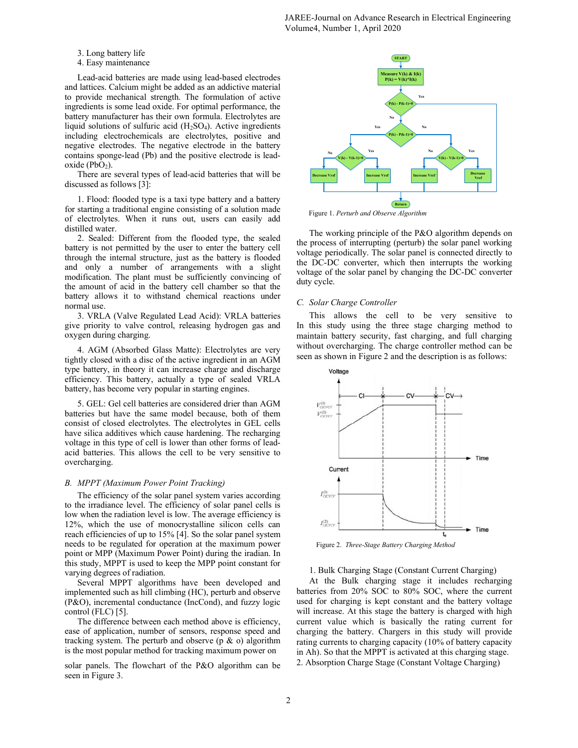3. Long battery life
4. Easy maintenance

Lead-acid batteries are made using lead-based electrodes and lattices. Calcium might be added as an addictive material to provide mechanical strength. The formulation of active ingredients is some lead oxide. For optimal performance, the battery manufacturer has their own formula. Electrolytes are liquid solutions of sulfuric acid ($H_2SO_4$). Active ingredients including electrochemicals are electrolytes, positive and negative electrodes. The negative electrode in the battery contains sponge-lead (Pb) and the positive electrode is lead-oxide ($PbO_2$).

There are several types of lead-acid batteries that will be discussed as follows [3]:

1. Flood: flooded type is a taxi type battery and a battery for starting a traditional engine consisting of a solution made of electrolytes. When it runs out, users can easily add distilled water.
2. Sealed: Different from the flooded type, the sealed battery is not permitted by the user to enter the battery cell through the internal structure, just as the battery is flooded and only a number of arrangements with a slight modification. The plant must be sufficiently convincing of the amount of acid in the battery cell chamber so that the battery allows it to withstand chemical reactions under normal use.
3. VRLA (Valve Regulated Lead Acid): VRLA batteries give priority to valve control, releasing hydrogen gas and oxygen during charging.
4. AGM (Absorbed Glass Matte): Electrolytes are very tightly closed with a disc of the active ingredient in an AGM type battery, in theory it can increase charge and discharge efficiency. This battery, actually a type of sealed VRLA battery, has become very popular in starting engines.
5. GEL: Gel cell batteries are considered drier than AGM batteries but have the same model because, both of them consist of closed electrolytes. The electrolytes in GEL cells have silica additives which cause hardening. The recharging voltage in this type of cell is lower than other forms of lead-acid batteries. This allows the cell to be very sensitive to overcharging.

### B. MPPT (Maximum Power Point Tracking)

The efficiency of the solar panel system varies according to the irradiance level. The efficiency of solar panel cells is low when the radiation level is low. The average efficiency is 12%, which the use of monocrystalline silicon cells can reach efficiencies of up to 15% [4]. So the solar panel system needs to be regulated for operation at the maximum power point or MPP (Maximum Power Point) during the iradian. In this study, MPPT is used to keep the MPP point constant for varying degrees of radiation.

Several MPPT algorithms have been developed and implemented such as hill climbing (HC), perturb and observe (P&O), incremental conductance (IncCond), and fuzzy logic control (FLC) [5].

The difference between each method above is efficiency, ease of application, number of sensors, response speed and tracking system. The perturb and observe (p & o) algorithm is the most popular method for tracking maximum power on solar panels. The flowchart of the P&O algorithm can be seen in Figure 3.

Figure 1. *Perturb and Observe Algorithm*

The working principle of the P&O algorithm depends on the process of interrupting (perturb) the solar panel working voltage periodically. The solar panel is connected directly to the DC-DC converter, which then interrupts the working voltage of the solar panel by changing the DC-DC converter duty cycle.

### C. Solar Charge Controller

This allows the cell to be very sensitive to In this study using the three stage charging method to maintain battery security, fast charging, and full charging without overcharging. The charge controller method can be seen as shown in Figure 2 and the description is as follows:

Figure 2. *Three-Stage Battery Charging Method*

1. Bulk Charging Stage (Constant Current Charging)

At the Bulk charging stage it includes recharging batteries from 20% SOC to 80% SOC, where the current used for charging is kept constant and the battery voltage will increase. At this stage the battery is charged with high current value which is basically the rating current for charging the battery. Chargers in this study will provide rating currents to charging capacity (10% of battery capacity in Ah). So that the MPPT is activated at this charging stage.

2. Absorption Charge Stage (Constant Voltage Charging)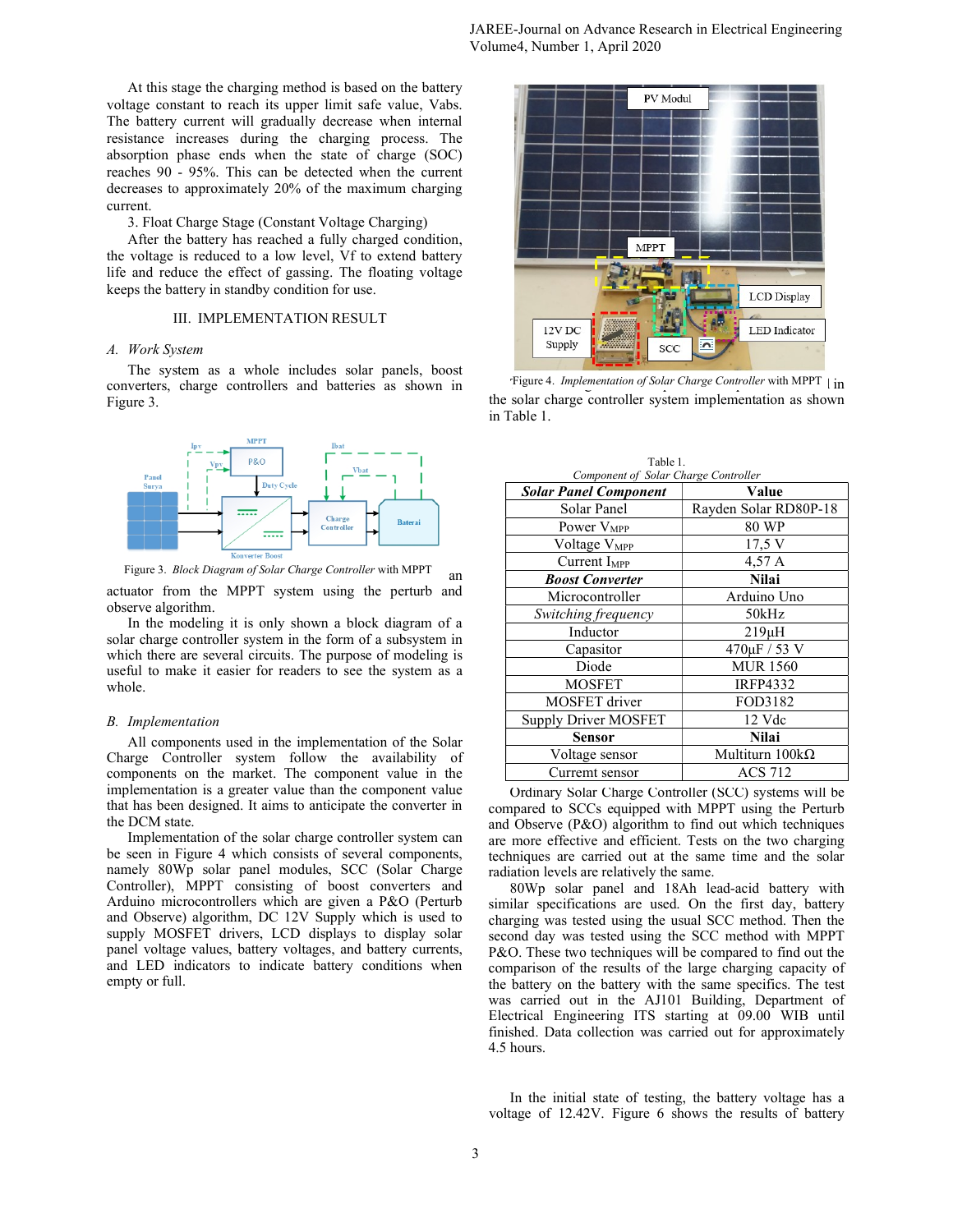At this stage the charging method is based on the battery voltage constant to reach its upper limit safe value, Vabs. The battery current will gradually decrease when internal resistance increases during the charging process. The absorption phase ends when the state of charge (SOC) reaches 90 - 95%. This can be detected when the current decreases to approximately 20% of the maximum charging current.

3. Float Charge Stage (Constant Voltage Charging)

After the battery has reached a fully charged condition, the voltage is reduced to a low level, Vf to extend battery life and reduce the effect of gassing. The floating voltage keeps the battery in standby condition for use.

## III. IMPLEMENTATION RESULT

### A. Work System

The system as a whole includes solar panels, boost converters, charge controllers and batteries as shown in Figure 3.

Figure 3. *Block Diagram of Solar Charge Controller* with MPPT

an actuator from the MPPT system using the perturb and observe algorithm.

In the modeling it is only shown a block diagram of a solar charge controller system in the form of a subsystem in which there are several circuits. The purpose of modeling is useful to make it easier for readers to see the system as a whole.

### B. Implementation

All components used in the implementation of the Solar Charge Controller system follow the availability of components on the market. The component value in the implementation is a greater value than the component value that has been designed. It aims to anticipate the converter in the DCM state.

Implementation of the solar charge controller system can be seen in Figure 4 which consists of several components, namely 80Wp solar panel modules, SCC (Solar Charge Controller), MPPT consisting of boost converters and Arduino microcontrollers which are given a P&O (Perturb and Observe) algorithm, DC 12V Supply which is used to supply MOSFET drivers, LCD displays to display solar panel voltage values, battery voltages, and battery currents, and LED indicators to indicate battery conditions when empty or full.

Figure 4. *Implementation of Solar Charge Controller* with MPPT

in the solar charge controller system implementation as shown in Table 1.

Table 1.
*Component of Solar Charge Controller*

| ***Solar Panel Component*** | **Value** |
|---|---|
| Solar Panel | Rayden Solar RD80P-18 |
| Power $V_{MPP}$ | 80 WP |
| Voltage $V_{MPP}$ | 17,5 V |
| Current $I_{MPP}$ | 4,57 A |
| ***Boost Converter*** | **Nilai** |
| Microcontroller | Arduino Uno |
| *Switching frequency* | 50kHz |
| Inductor | 219µH |
| Capasitor | 470µF / 53 V |
| Diode | MUR 1560 |
| MOSFET | IRFP4332 |
| MOSFET driver | FOD3182 |
| Supply Driver MOSFET | 12 Vdc |
| **Sensor** | **Nilai** |
| Voltage sensor | Multiturn 100kΩ |
| Curremt sensor | ACS 712 |

Ordinary Solar Charge Controller (SCC) systems will be compared to SCCs equipped with MPPT using the Perturb and Observe (P&O) algorithm to find out which techniques are more effective and efficient. Tests on the two charging techniques are carried out at the same time and the solar radiation levels are relatively the same.

80Wp solar panel and 18Ah lead-acid battery with similar specifications are used. On the first day, battery charging was tested using the usual SCC method. Then the second day was tested using the SCC method with MPPT P&O. These two techniques will be compared to find out the comparison of the results of the large charging capacity of the battery on the battery with the same specifics. The test was carried out in the AJ101 Building, Department of Electrical Engineering ITS starting at 09.00 WIB until finished. Data collection was carried out for approximately 4.5 hours.

In the initial state of testing, the battery voltage has a voltage of 12.42V. Figure 6 shows the results of battery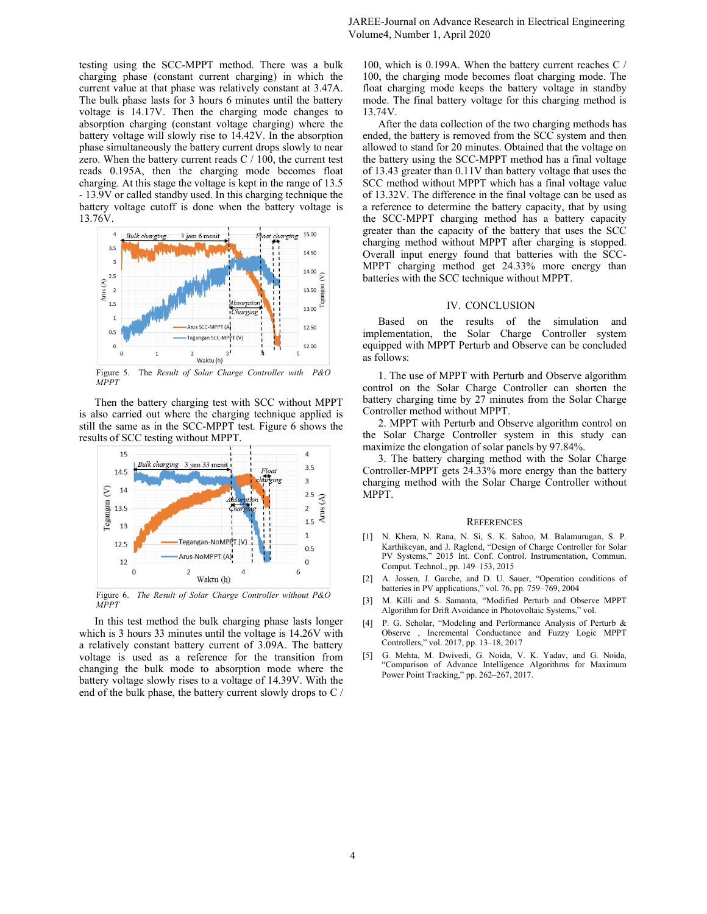testing using the SCC-MPPT method. There was a bulk charging phase (constant current charging) in which the current value at that phase was relatively constant at 3.47A. The bulk phase lasts for 3 hours 6 minutes until the battery voltage is 14.17V. Then the charging mode changes to absorption charging (constant voltage charging) where the battery voltage will slowly rise to 14.42V. In the absorption phase simultaneously the battery current drops slowly to near zero. When the battery current reads C / 100, the current test reads 0.195A, then the charging mode becomes float charging. At this stage the voltage is kept in the range of 13.5 - 13.9V or called standby used. In this charging technique the battery voltage cutoff is done when the battery voltage is 13.76V.

Bulk charging
3 jam 6 menit
Float charging
Absorption Charging
Arus SCC-MPPT (A)
Tegangan SCC-MPPT (V)
Arus (A)
Tegangan (V)
Waktu (h)
0 1 2 3 4 5
0 0.5 1 1.5 2 2.5 3 3.5 4
12.00 12.50 13.00 13.50 14.00 14.50 15.00

Figure 5. The *Result of Solar Charge Controller with P&O MPPT*

Then the battery charging test with SCC without MPPT is also carried out where the charging technique applied is still the same as in the SCC-MPPT test. Figure 6 shows the results of SCC testing without MPPT.

Bulk charging 3 jam 33 menit
Float charging
Absorption Charging
Tegangan-NoMPPT (V)
Arus-NoMPPT (A)
Tegangan (V)
Arus (A)
Waktu (h)
0 2 4 6
12 12.5 13 13.5 14 14.5 15
0 0.5 1 1.5 2 2.5 3 3.5 4

Figure 6. *The Result of Solar Charge Controller without P&O MPPT*

In this test method the bulk charging phase lasts longer which is 3 hours 33 minutes until the voltage is 14.26V with a relatively constant battery current of 3.09A. The battery voltage is used as a reference for the transition from changing the bulk mode to absorption mode where the battery voltage slowly rises to a voltage of 14.39V. With the end of the bulk phase, the battery current slowly drops to C / 100, which is 0.199A. When the battery current reaches C / 100, the charging mode becomes float charging mode. The float charging mode keeps the battery voltage in standby mode. The final battery voltage for this charging method is 13.74V.

After the data collection of the two charging methods has ended, the battery is removed from the SCC system and then allowed to stand for 20 minutes. Obtained that the voltage on the battery using the SCC-MPPT method has a final voltage of 13.43 greater than 0.11V than battery voltage that uses the SCC method without MPPT which has a final voltage value of 13.32V. The difference in the final voltage can be used as a reference to determine the battery capacity, that by using the SCC-MPPT charging method has a battery capacity greater than the capacity of the battery that uses the SCC charging method without MPPT after charging is stopped. Overall input energy found that batteries with the SCC-MPPT charging method get 24.33% more energy than batteries with the SCC technique without MPPT.

## IV. CONCLUSION

Based on the results of the simulation and implementation, the Solar Charge Controller system equipped with MPPT Perturb and Observe can be concluded as follows:

1. The use of MPPT with Perturb and Observe algorithm control on the Solar Charge Controller can shorten the battery charging time by 27 minutes from the Solar Charge Controller method without MPPT.
2. MPPT with Perturb and Observe algorithm control on the Solar Charge Controller system in this study can maximize the elongation of solar panels by 97.84%.
3. The battery charging method with the Solar Charge Controller-MPPT gets 24.33% more energy than the battery charging method with the Solar Charge Controller without MPPT.

## REFERENCES

[1] N. Khera, N. Rana, N. Si, S. K. Sahoo, M. Balamurugan, S. P. Karthikeyan, and J. Raglend, "Design of Charge Controller for Solar PV Systems," 2015 Int. Conf. Control. Instrumentation, Commun. Comput. Technol., pp. 149–153, 2015

[2] A. Jossen, J. Garche, and D. U. Sauer, "Operation conditions of batteries in PV applications," vol. 76, pp. 759–769, 2004

[3] M. Killi and S. Samanta, "Modified Perturb and Observe MPPT Algorithm for Drift Avoidance in Photovoltaic Systems," vol.

[4] P. G. Scholar, "Modeling and Performance Analysis of Perturb & Observe , Incremental Conductance and Fuzzy Logic MPPT Controllers," vol. 2017, pp. 13–18, 2017

[5] G. Mehta, M. Dwivedi, G. Noida, V. K. Yadav, and G. Noida, "Comparison of Advance Intelligence Algorithms for Maximum Power Point Tracking," pp. 262–267, 2017.